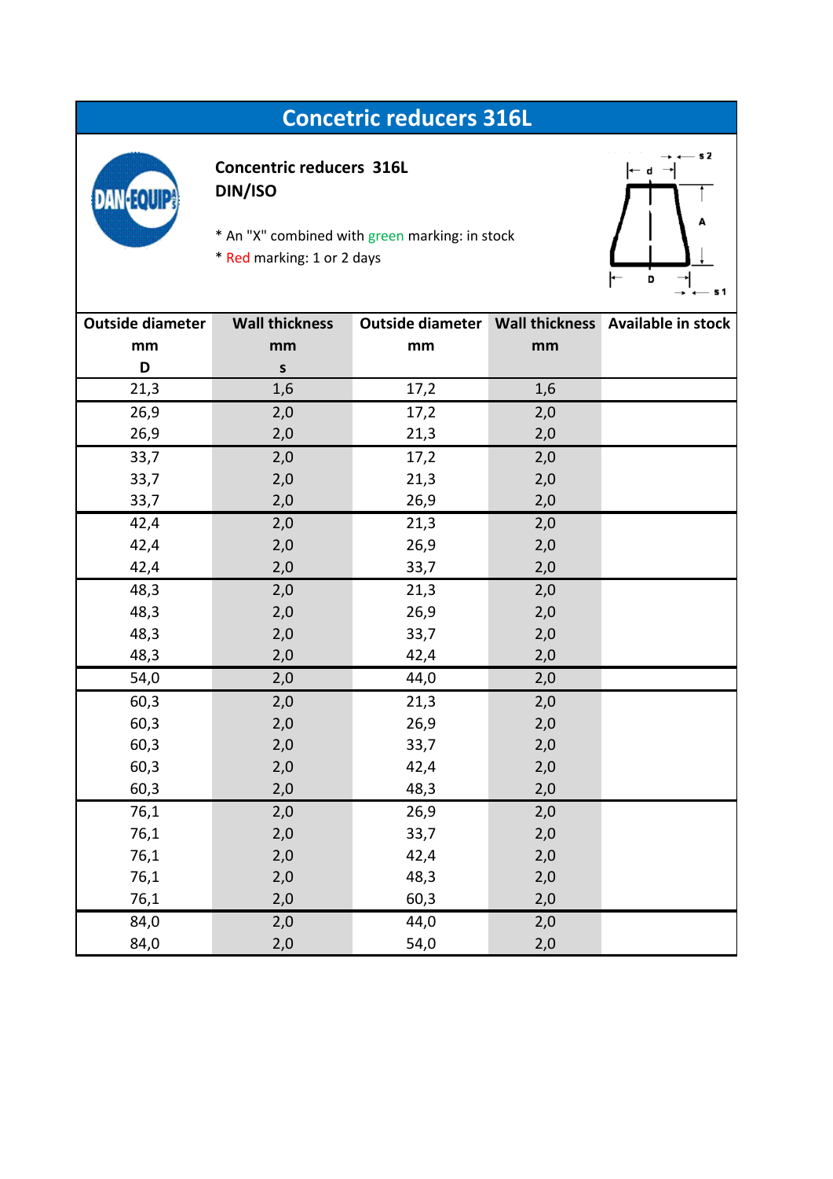# Concetric reducers 316L

**Concentric reducers 316L**
**DIN/ISO**

* An "X" combined with green marking: in stock
* Red marking: 1 or 2 days

| Outside diameter mm D | Wall thickness mm s | Outside diameter mm | Wall thickness mm | Available in stock |
|---|---|---|---|---|
| 21,3 | 1,6 | 17,2 | 1,6 | |
| 26,9 | 2,0 | 17,2 | 2,0 | |
| 26,9 | 2,0 | 21,3 | 2,0 | |
| 33,7 | 2,0 | 17,2 | 2,0 | |
| 33,7 | 2,0 | 21,3 | 2,0 | |
| 33,7 | 2,0 | 26,9 | 2,0 | |
| 42,4 | 2,0 | 21,3 | 2,0 | |
| 42,4 | 2,0 | 26,9 | 2,0 | |
| 42,4 | 2,0 | 33,7 | 2,0 | |
| 48,3 | 2,0 | 21,3 | 2,0 | |
| 48,3 | 2,0 | 26,9 | 2,0 | |
| 48,3 | 2,0 | 33,7 | 2,0 | |
| 48,3 | 2,0 | 42,4 | 2,0 | |
| 54,0 | 2,0 | 44,0 | 2,0 | |
| 60,3 | 2,0 | 21,3 | 2,0 | |
| 60,3 | 2,0 | 26,9 | 2,0 | |
| 60,3 | 2,0 | 33,7 | 2,0 | |
| 60,3 | 2,0 | 42,4 | 2,0 | |
| 60,3 | 2,0 | 48,3 | 2,0 | |
| 76,1 | 2,0 | 26,9 | 2,0 | |
| 76,1 | 2,0 | 33,7 | 2,0 | |
| 76,1 | 2,0 | 42,4 | 2,0 | |
| 76,1 | 2,0 | 48,3 | 2,0 | |
| 76,1 | 2,0 | 60,3 | 2,0 | |
| 84,0 | 2,0 | 44,0 | 2,0 | |
| 84,0 | 2,0 | 54,0 | 2,0 | |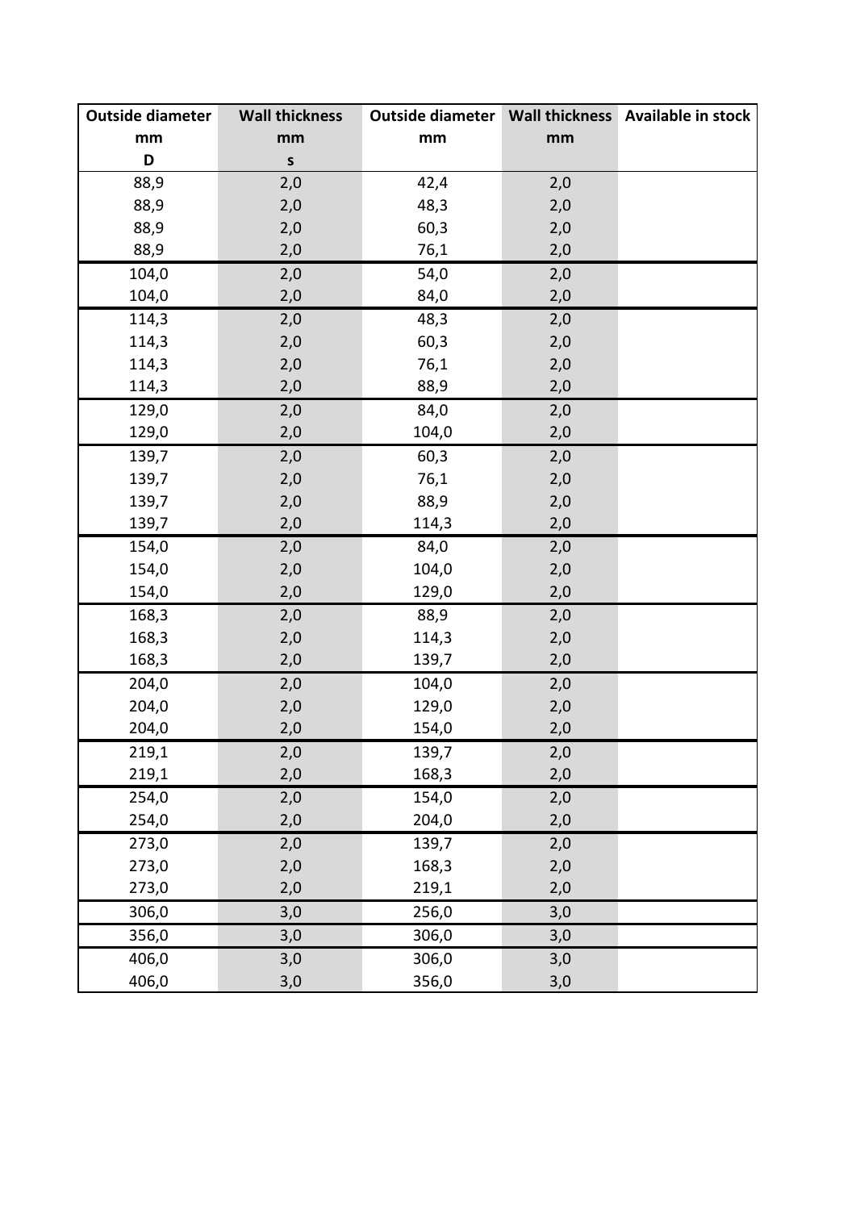| Outside diameter<br>mm<br>D | Wall thickness<br>mm<br>s | Outside diameter<br>mm | Wall thickness<br>mm | Available in stock |
|---|---|---|---|---|
| 88,9 | 2,0 | 42,4 | 2,0 | |
| 88,9 | 2,0 | 48,3 | 2,0 | |
| 88,9 | 2,0 | 60,3 | 2,0 | |
| 88,9 | 2,0 | 76,1 | 2,0 | |
| 104,0 | 2,0 | 54,0 | 2,0 | |
| 104,0 | 2,0 | 84,0 | 2,0 | |
| 114,3 | 2,0 | 48,3 | 2,0 | |
| 114,3 | 2,0 | 60,3 | 2,0 | |
| 114,3 | 2,0 | 76,1 | 2,0 | |
| 114,3 | 2,0 | 88,9 | 2,0 | |
| 129,0 | 2,0 | 84,0 | 2,0 | |
| 129,0 | 2,0 | 104,0 | 2,0 | |
| 139,7 | 2,0 | 60,3 | 2,0 | |
| 139,7 | 2,0 | 76,1 | 2,0 | |
| 139,7 | 2,0 | 88,9 | 2,0 | |
| 139,7 | 2,0 | 114,3 | 2,0 | |
| 154,0 | 2,0 | 84,0 | 2,0 | |
| 154,0 | 2,0 | 104,0 | 2,0 | |
| 154,0 | 2,0 | 129,0 | 2,0 | |
| 168,3 | 2,0 | 88,9 | 2,0 | |
| 168,3 | 2,0 | 114,3 | 2,0 | |
| 168,3 | 2,0 | 139,7 | 2,0 | |
| 204,0 | 2,0 | 104,0 | 2,0 | |
| 204,0 | 2,0 | 129,0 | 2,0 | |
| 204,0 | 2,0 | 154,0 | 2,0 | |
| 219,1 | 2,0 | 139,7 | 2,0 | |
| 219,1 | 2,0 | 168,3 | 2,0 | |
| 254,0 | 2,0 | 154,0 | 2,0 | |
| 254,0 | 2,0 | 204,0 | 2,0 | |
| 273,0 | 2,0 | 139,7 | 2,0 | |
| 273,0 | 2,0 | 168,3 | 2,0 | |
| 273,0 | 2,0 | 219,1 | 2,0 | |
| 306,0 | 3,0 | 256,0 | 3,0 | |
| 356,0 | 3,0 | 306,0 | 3,0 | |
| 406,0 | 3,0 | 306,0 | 3,0 | |
| 406,0 | 3,0 | 356,0 | 3,0 | |